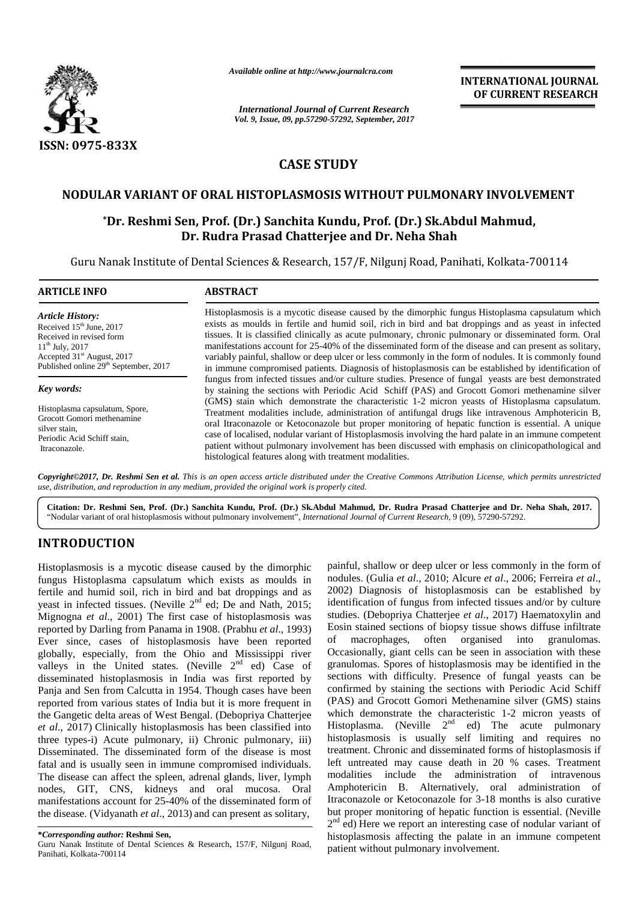# CASE STUDY

## NODULAR VARIANT OF ORAL HISTOPLASMOSIS WITHOUT PULMONARY INVOLVEMENT

**\*Dr. Reshmi Sen, Prof. (Dr.) Sanchita Kundu, Prof. (Dr.) Sk.Abdul Mahmud, Dr. Rudra Prasad Chatterjee and Dr. Neha Shah**

Guru Nanak Institute of Dental Sciences & Research, 157/F, Nilgunj Road, Panihati, Kolkata-700114

### ARTICLE INFO

*Article History:*

Received 15th June, 2017
Received in revised form 11th July, 2017
Accepted 31st August, 2017
Published online 29th September, 2017

*Key words:*

Histoplasma capsulatum, Spore, Grocott Gomori methenamine silver stain, Periodic Acid Schiff stain, Itraconazole.

### ABSTRACT

Histoplasmosis is a mycotic disease caused by the dimorphic fungus Histoplasma capsulatum which exists as moulds in fertile and humid soil, rich in bird and bat droppings and as yeast in infected tissues. It is classified clinically as acute pulmonary, chronic pulmonary or disseminated form. Oral manifestations account for 25-40% of the disseminated form of the disease and can present as solitary, variably painful, shallow or deep ulcer or less commonly in the form of nodules. It is commonly found in immune compromised patients. Diagnosis of histoplasmosis can be established by identification of fungus from infected tissues and/or culture studies. Presence of fungal yeasts are best demonstrated by staining the sections with Periodic Acid Schiff (PAS) and Grocott Gomori methenamine silver (GMS) stain which demonstrate the characteristic 1-2 micron yeasts of Histoplasma capsulatum. Treatment modalities include, administration of antifungal drugs like intravenous Amphotericin B, oral Itraconazole or Ketoconazole but proper monitoring of hepatic function is essential. A unique case of localised, nodular variant of Histoplasmosis involving the hard palate in an immune competent patient without pulmonary involvement has been discussed with emphasis on clinicopathological and histological features along with treatment modalities.

*Copyright©2017, Dr. Reshmi Sen et al. This is an open access article distributed under the Creative Commons Attribution License, which permits unrestricted use, distribution, and reproduction in any medium, provided the original work is properly cited.*

**Citation: Dr. Reshmi Sen, Prof. (Dr.) Sanchita Kundu, Prof. (Dr.) Sk.Abdul Mahmud, Dr. Rudra Prasad Chatterjee and Dr. Neha Shah, 2017.** "Nodular variant of oral histoplasmosis without pulmonary involvement", *International Journal of Current Research*, 9 (09), 57290-57292.

## INTRODUCTION

Histoplasmosis is a mycotic disease caused by the dimorphic fungus Histoplasma capsulatum which exists as moulds in fertile and humid soil, rich in bird and bat droppings and as yeast in infected tissues. (Neville 2nd ed; De and Nath, 2015; Mignogna *et al*., 2001) The first case of histoplasmosis was reported by Darling from Panama in 1908. (Prabhu *et al*., 1993) Ever since, cases of histoplasmosis have been reported globally, especially, from the Ohio and Mississippi river valleys in the United states. (Neville 2nd ed) Case of disseminated histoplasmosis in India was first reported by Panja and Sen from Calcutta in 1954. Though cases have been reported from various states of India but it is more frequent in the Gangetic delta areas of West Bengal. (Debopriya Chatterjee *et al*., 2017) Clinically histoplasmosis has been classified into three types-i) Acute pulmonary, ii) Chronic pulmonary, iii) Disseminated. The disseminated form of the disease is most fatal and is usually seen in immune compromised individuals. The disease can affect the spleen, adrenal glands, liver, lymph nodes, GIT, CNS, kidneys and oral mucosa. Oral manifestations account for 25-40% of the disseminated form of the disease. (Vidyanath *et al*., 2013) and can present as solitary, painful, shallow or deep ulcer or less commonly in the form of nodules. (Gulia *et al*., 2010; Alcure *et al*., 2006; Ferreira *et al*., 2002) Diagnosis of histoplasmosis can be established by identification of fungus from infected tissues and/or by culture studies. (Debopriya Chatterjee *et al*., 2017) Haematoxylin and Eosin stained sections of biopsy tissue shows diffuse infiltrate of macrophages, often organised into granulomas. Occasionally, giant cells can be seen in association with these granulomas. Spores of histoplasmosis may be identified in the sections with difficulty. Presence of fungal yeasts can be confirmed by staining the sections with Periodic Acid Schiff (PAS) and Grocott Gomori Methenamine silver (GMS) stains which demonstrate the characteristic 1-2 micron yeasts of Histoplasma. (Neville 2nd ed) The acute pulmonary histoplasmosis is usually self limiting and requires no treatment. Chronic and disseminated forms of histoplasmosis if left untreated may cause death in 20 % cases. Treatment modalities include the administration of intravenous Amphotericin B. Alternatively, oral administration of Itraconazole or Ketoconazole for 3-18 months is also curative but proper monitoring of hepatic function is essential. (Neville 2nd ed) Here we report an interesting case of nodular variant of histoplasmosis affecting the palate in an immune competent patient without pulmonary involvement.

**\*Corresponding author: Reshmi Sen,**
Guru Nanak Institute of Dental Sciences & Research, 157/F, Nilgunj Road, Panihati, Kolkata-700114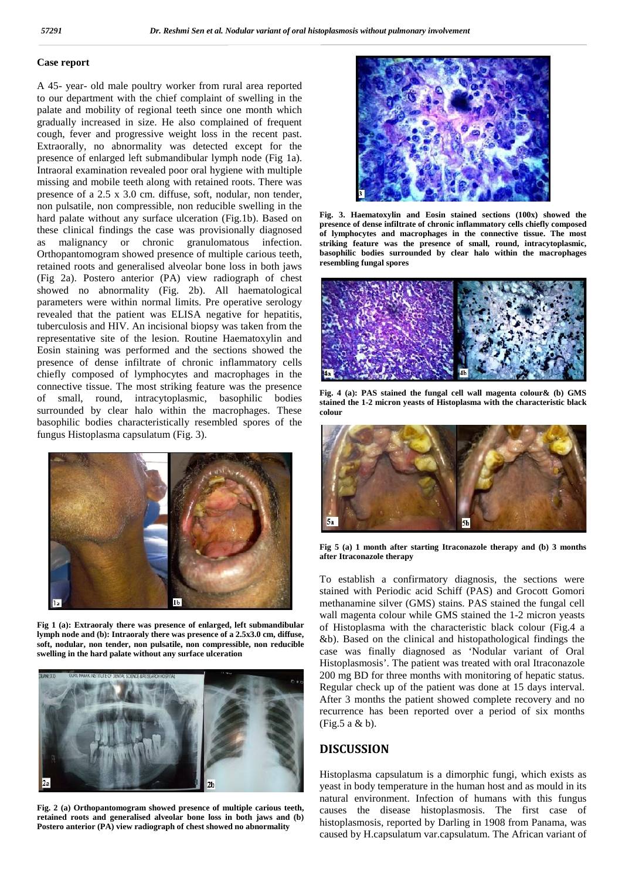## Case report

A 45- year- old male poultry worker from rural area reported to our department with the chief complaint of swelling in the palate and mobility of regional teeth since one month which gradually increased in size. He also complained of frequent cough, fever and progressive weight loss in the recent past. Extraorally, no abnormality was detected except for the presence of enlarged left submandibular lymph node (Fig 1a). Intraoral examination revealed poor oral hygiene with multiple missing and mobile teeth along with retained roots. There was presence of a 2.5 x 3.0 cm. diffuse, soft, nodular, non tender, non pulsatile, non compressible, non reducible swelling in the hard palate without any surface ulceration (Fig.1b). Based on these clinical findings the case was provisionally diagnosed as malignancy or chronic granulomatous infection. Orthopantomogram showed presence of multiple carious teeth, retained roots and generalised alveolar bone loss in both jaws (Fig 2a). Postero anterior (PA) view radiograph of chest showed no abnormality (Fig. 2b). All haematological parameters were within normal limits. Pre operative serology revealed that the patient was ELISA negative for hepatitis, tuberculosis and HIV. An incisional biopsy was taken from the representative site of the lesion. Routine Haematoxylin and Eosin staining was performed and the sections showed the presence of dense infiltrate of chronic inflammatory cells chiefly composed of lymphocytes and macrophages in the connective tissue. The most striking feature was the presence of small, round, intracytoplasmic, basophilic bodies surrounded by clear halo within the macrophages. These basophilic bodies characteristically resembled spores of the fungus Histoplasma capsulatum (Fig. 3).

**Fig 1 (a): Extraoraly there was presence of enlarged, left submandibular lymph node and (b): Intraoraly there was presence of a 2.5x3.0 cm, diffuse, soft, nodular, non tender, non pulsatile, non compressible, non reducible swelling in the hard palate without any surface ulceration**

**Fig. 2 (a) Orthopantomogram showed presence of multiple carious teeth, retained roots and generalised alveolar bone loss in both jaws and (b) Postero anterior (PA) view radiograph of chest showed no abnormality**

**Fig. 3. Haematoxylin and Eosin stained sections (100x) showed the presence of dense infiltrate of chronic inflammatory cells chiefly composed of lymphocytes and macrophages in the connective tissue. The most striking feature was the presence of small, round, intracytoplasmic, basophilic bodies surrounded by clear halo within the macrophages resembling fungal spores**

**Fig. 4 (a): PAS stained the fungal cell wall magenta colour& (b) GMS stained the 1-2 micron yeasts of Histoplasma with the characteristic black colour**

**Fig 5 (a) 1 month after starting Itraconazole therapy and (b) 3 months after Itraconazole therapy**

To establish a confirmatory diagnosis, the sections were stained with Periodic acid Schiff (PAS) and Grocott Gomori methanamine silver (GMS) stains. PAS stained the fungal cell wall magenta colour while GMS stained the 1-2 micron yeasts of Histoplasma with the characteristic black colour (Fig.4 a &b). Based on the clinical and histopathological findings the case was finally diagnosed as 'Nodular variant of Oral Histoplasmosis'. The patient was treated with oral Itraconazole 200 mg BD for three months with monitoring of hepatic status. Regular check up of the patient was done at 15 days interval. After 3 months the patient showed complete recovery and no recurrence has been reported over a period of six months (Fig.5 a & b).

## DISCUSSION

Histoplasma capsulatum is a dimorphic fungi, which exists as yeast in body temperature in the human host and as mould in its natural environment. Infection of humans with this fungus causes the disease histoplasmosis. The first case of histoplasmosis, reported by Darling in 1908 from Panama, was caused by H.capsulatum var.capsulatum. The African variant of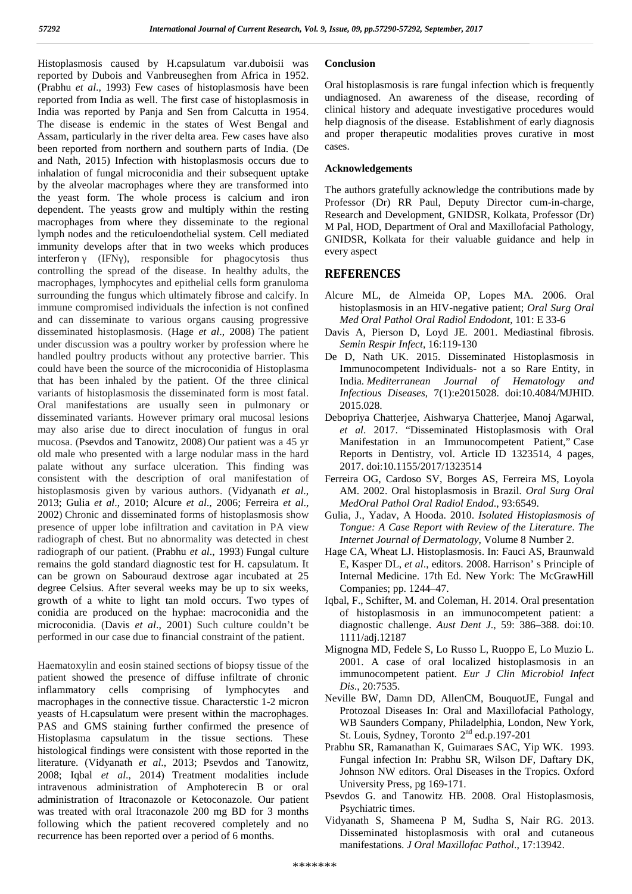Histoplasmosis caused by H.capsulatum var.duboisii was reported by Dubois and Vanbreuseghen from Africa in 1952. (Prabhu *et al*., 1993) Few cases of histoplasmosis have been reported from India as well. The first case of histoplasmosis in India was reported by Panja and Sen from Calcutta in 1954. The disease is endemic in the states of West Bengal and Assam, particularly in the river delta area. Few cases have also been reported from northern and southern parts of India. (De and Nath, 2015) Infection with histoplasmosis occurs due to inhalation of fungal microconidia and their subsequent uptake by the alveolar macrophages where they are transformed into the yeast form. The whole process is calcium and iron dependent. The yeasts grow and multiply within the resting macrophages from where they disseminate to the regional lymph nodes and the reticuloendothelial system. Cell mediated immunity develops after that in two weeks which produces interferon γ (IFNγ), responsible for phagocytosis thus controlling the spread of the disease. In healthy adults, the macrophages, lymphocytes and epithelial cells form granuloma surrounding the fungus which ultimately fibrose and calcify. In immune compromised individuals the infection is not confined and can disseminate to various organs causing progressive disseminated histoplasmosis. (Hage *et al*., 2008) The patient under discussion was a poultry worker by profession where he handled poultry products without any protective barrier. This could have been the source of the microconidia of Histoplasma that has been inhaled by the patient. Of the three clinical variants of histoplasmosis the disseminated form is most fatal. Oral manifestations are usually seen in pulmonary or disseminated variants. However primary oral mucosal lesions may also arise due to direct inoculation of fungus in oral mucosa. (Psevdos and Tanowitz, 2008) Our patient was a 45 yr old male who presented with a large nodular mass in the hard palate without any surface ulceration. This finding was consistent with the description of oral manifestation of histoplasmosis given by various authors. (Vidyanath *et al*., 2013; Gulia *et al*., 2010; Alcure *et al*., 2006; Ferreira *et al*., 2002) Chronic and disseminated forms of histoplasmosis show presence of upper lobe infiltration and cavitation in PA view radiograph of chest. But no abnormality was detected in chest radiograph of our patient. (Prabhu *et al*., 1993) Fungal culture remains the gold standard diagnostic test for H. capsulatum. It can be grown on Sabouraud dextrose agar incubated at 25 degree Celsius. After several weeks may be up to six weeks, growth of a white to light tan mold occurs. Two types of conidia are produced on the hyphae: macroconidia and the microconidia. (Davis *et al*., 2001) Such culture couldn't be performed in our case due to financial constraint of the patient.

Haematoxylin and eosin stained sections of biopsy tissue of the patient showed the presence of diffuse infiltrate of chronic inflammatory cells comprising of lymphocytes and macrophages in the connective tissue. Characterstic 1-2 micron yeasts of H.capsulatum were present within the macrophages. PAS and GMS staining further confirmed the presence of Histoplasma capsulatum in the tissue sections. These histological findings were consistent with those reported in the literature. (Vidyanath *et al*., 2013; Psevdos and Tanowitz, 2008; Iqbal *et al*., 2014) Treatment modalities include intravenous administration of Amphoterecin B or oral administration of Itraconazole or Ketoconazole. Our patient was treated with oral Itraconazole 200 mg BD for 3 months following which the patient recovered completely and no recurrence has been reported over a period of 6 months.

## Conclusion

Oral histoplasmosis is rare fungal infection which is frequently undiagnosed. An awareness of the disease, recording of clinical history and adequate investigative procedures would help diagnosis of the disease. Establishment of early diagnosis and proper therapeutic modalities proves curative in most cases.

## Acknowledgements

The authors gratefully acknowledge the contributions made by Professor (Dr) RR Paul, Deputy Director cum-in-charge, Research and Development, GNIDSR, Kolkata, Professor (Dr) M Pal, HOD, Department of Oral and Maxillofacial Pathology, GNIDSR, Kolkata for their valuable guidance and help in every aspect

## REFERENCES

- Alcure ML, de Almeida OP, Lopes MA. 2006. Oral histoplasmosis in an HIV-negative patient; *Oral Surg Oral Med Oral Pathol Oral Radiol Endodont*, 101: E 33-6
- Davis A, Pierson D, Loyd JE. 2001. Mediastinal fibrosis. *Semin Respir Infect*, 16:119-130
- De D, Nath UK. 2015. Disseminated Histoplasmosis in Immunocompetent Individuals- not a so Rare Entity, in India. *Mediterranean Journal of Hematology and Infectious Diseases*, 7(1):e2015028. doi:10.4084/MJHID. 2015.028.
- Debopriya Chatterjee, Aishwarya Chatterjee, Manoj Agarwal, *et al*. 2017. "Disseminated Histoplasmosis with Oral Manifestation in an Immunocompetent Patient," Case Reports in Dentistry, vol. Article ID 1323514, 4 pages, 2017. doi:10.1155/2017/1323514
- Ferreira OG, Cardoso SV, Borges AS, Ferreira MS, Loyola AM. 2002. Oral histoplasmosis in Brazil. *Oral Surg Oral MedOral Pathol Oral Radiol Endod*., 93:6549.
- Gulia, J., Yadav, A Hooda. 2010. *Isolated Histoplasmosis of Tongue: A Case Report with Review of the Literature*. *The Internet Journal of Dermatology*, Volume 8 Number 2.
- Hage CA, Wheat LJ. Histoplasmosis. In: Fauci AS, Braunwald E, Kasper DL, *et al*., editors. 2008. Harrison' s Principle of Internal Medicine. 17th Ed. New York: The McGrawHill Companies; pp. 1244–47.
- Iqbal, F., Schifter, M. and Coleman, H. 2014. Oral presentation of histoplasmosis in an immunocompetent patient: a diagnostic challenge. *Aust Dent J*., 59: 386–388. doi:10. 1111/adj.12187
- Mignogna MD, Fedele S, Lo Russo L, Ruoppo E, Lo Muzio L. 2001. A case of oral localized histoplasmosis in an immunocompetent patient. *Eur J Clin Microbiol Infect Dis*., 20:7535.
- Neville BW, Damn DD, AllenCM, BouquotJE, Fungal and Protozoal Diseases In: Oral and Maxillofacial Pathology, WB Saunders Company, Philadelphia, London, New York, St. Louis, Sydney, Toronto 2nd ed.p.197-201
- Prabhu SR, Ramanathan K, Guimaraes SAC, Yip WK. 1993. Fungal infection In: Prabhu SR, Wilson DF, Daftary DK, Johnson NW editors. Oral Diseases in the Tropics. Oxford University Press, pg 169-171.
- Psevdos G. and Tanowitz HB. 2008. Oral Histoplasmosis, Psychiatric times.
- Vidyanath S, Shameena P M, Sudha S, Nair RG. 2013. Disseminated histoplasmosis with oral and cutaneous manifestations. *J Oral Maxillofac Pathol*., 17:13942.

*******